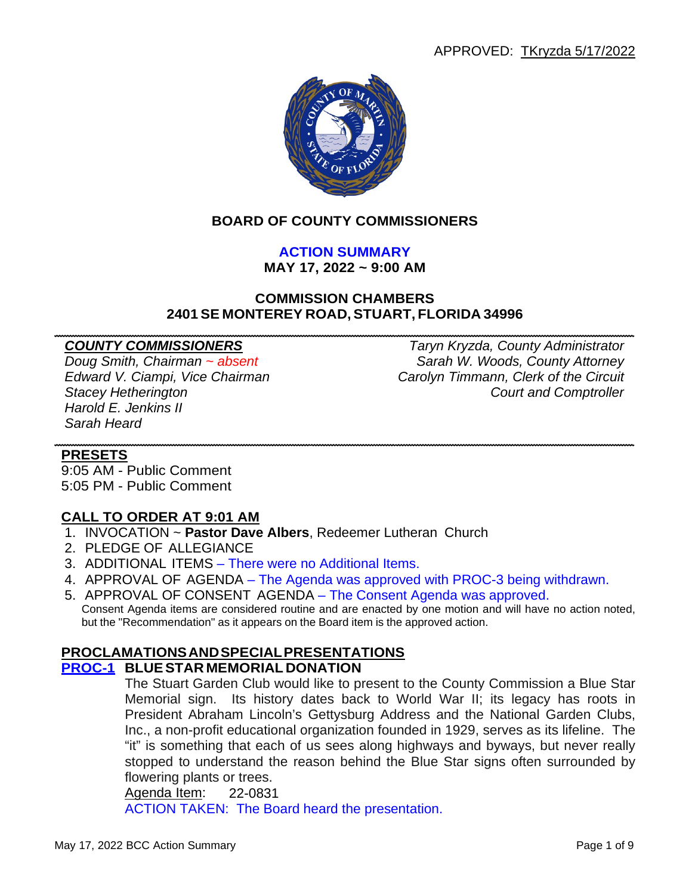APPROVED: TKryzda 5/17/2022

# BOARD OF COUNTY COMMISSIONERS

## ACTION SUMMARY

**MAY 17, 2022 ~ 9:00 AM**

**COMMISSION CHAMBERS**
**2401 SE MONTEREY ROAD, STUART, FLORIDA 34996**

***COUNTY COMMISSIONERS***
*Doug Smith, Chairman ~ absent*
*Edward V. Ciampi, Vice Chairman*
*Stacey Hetherington*
*Harold E. Jenkins II*
*Sarah Heard*

*Taryn Kryzda, County Administrator*
*Sarah W. Woods, County Attorney*
*Carolyn Timmann, Clerk of the Circuit Court and Comptroller*

**PRESETS**

9:05 AM - Public Comment
5:05 PM - Public Comment

**CALL TO ORDER AT 9:01 AM**

1. INVOCATION ~ **Pastor Dave Albers**, Redeemer Lutheran Church
2. PLEDGE OF ALLEGIANCE
3. ADDITIONAL ITEMS – There were no Additional Items.
4. APPROVAL OF AGENDA – The Agenda was approved with PROC-3 being withdrawn.
5. APPROVAL OF CONSENT AGENDA – The Consent Agenda was approved.
   Consent Agenda items are considered routine and are enacted by one motion and will have no action noted, but the "Recommendation" as it appears on the Board item is the approved action.

**PROCLAMATIONS AND SPECIAL PRESENTATIONS**

**PROC-1 BLUE STAR MEMORIAL DONATION**

The Stuart Garden Club would like to present to the County Commission a Blue Star Memorial sign. Its history dates back to World War II; its legacy has roots in President Abraham Lincoln's Gettysburg Address and the National Garden Clubs, Inc., a non-profit educational organization founded in 1929, serves as its lifeline. The "it" is something that each of us sees along highways and byways, but never really stopped to understand the reason behind the Blue Star signs often surrounded by flowering plants or trees.

Agenda Item: 22-0831

ACTION TAKEN: The Board heard the presentation.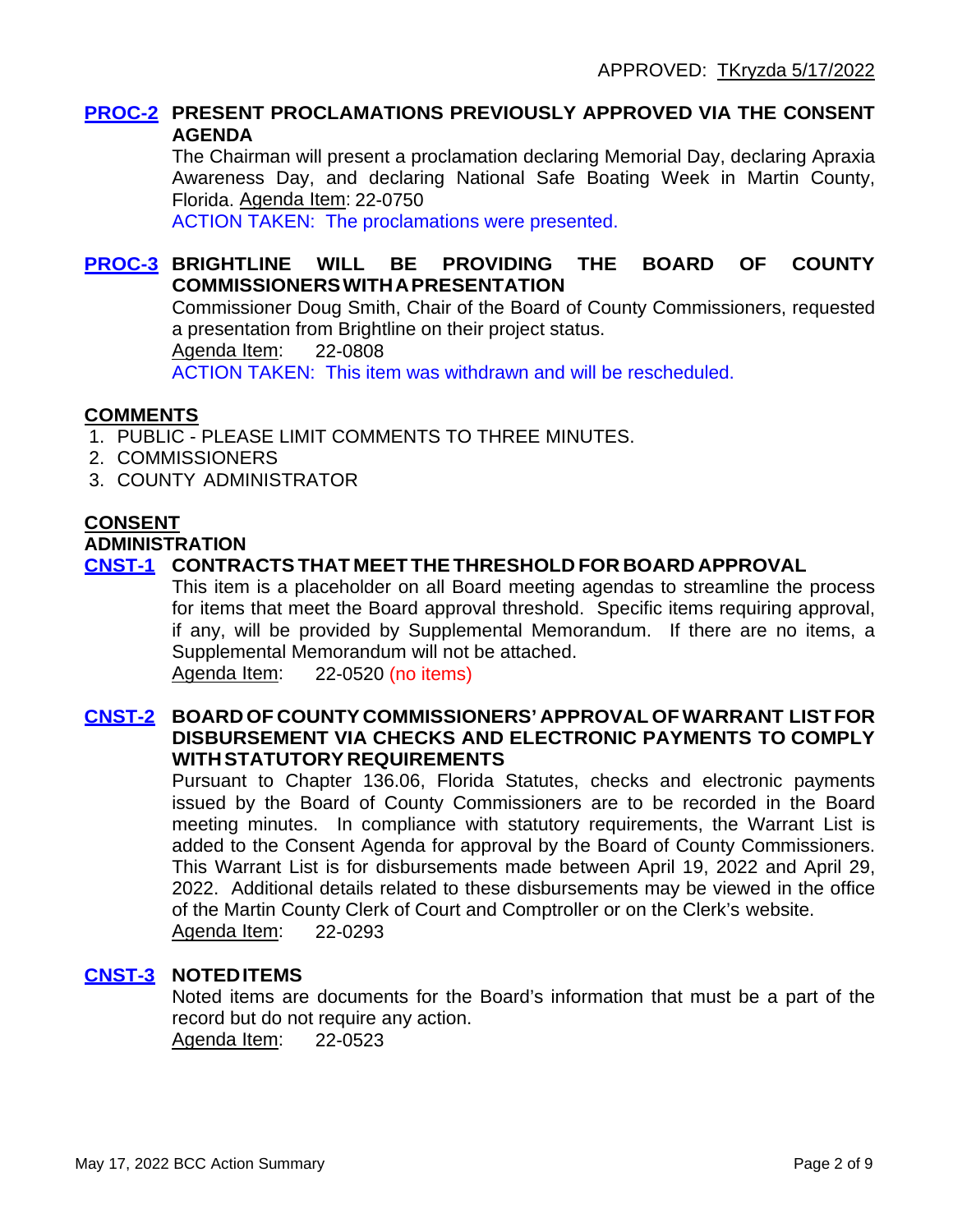APPROVED: TKryzda 5/17/2022

### PROC-2 PRESENT PROCLAMATIONS PREVIOUSLY APPROVED VIA THE CONSENT AGENDA

The Chairman will present a proclamation declaring Memorial Day, declaring Apraxia Awareness Day, and declaring National Safe Boating Week in Martin County, Florida. Agenda Item: 22-0750

ACTION TAKEN: The proclamations were presented.

### PROC-3 BRIGHTLINE WILL BE PROVIDING THE BOARD OF COUNTY COMMISSIONERS WITH A PRESENTATION

Commissioner Doug Smith, Chair of the Board of County Commissioners, requested a presentation from Brightline on their project status.

Agenda Item: 22-0808

ACTION TAKEN: This item was withdrawn and will be rescheduled.

## COMMENTS

1. PUBLIC - PLEASE LIMIT COMMENTS TO THREE MINUTES.
2. COMMISSIONERS
3. COUNTY ADMINISTRATOR

## CONSENT

### ADMINISTRATION

### CNST-1 CONTRACTS THAT MEET THE THRESHOLD FOR BOARD APPROVAL

This item is a placeholder on all Board meeting agendas to streamline the process for items that meet the Board approval threshold. Specific items requiring approval, if any, will be provided by Supplemental Memorandum. If there are no items, a Supplemental Memorandum will not be attached.

Agenda Item: 22-0520 (no items)

### CNST-2 BOARD OF COUNTY COMMISSIONERS' APPROVAL OF WARRANT LIST FOR DISBURSEMENT VIA CHECKS AND ELECTRONIC PAYMENTS TO COMPLY WITH STATUTORY REQUIREMENTS

Pursuant to Chapter 136.06, Florida Statutes, checks and electronic payments issued by the Board of County Commissioners are to be recorded in the Board meeting minutes. In compliance with statutory requirements, the Warrant List is added to the Consent Agenda for approval by the Board of County Commissioners. This Warrant List is for disbursements made between April 19, 2022 and April 29, 2022. Additional details related to these disbursements may be viewed in the office of the Martin County Clerk of Court and Comptroller or on the Clerk's website.

Agenda Item: 22-0293

### CNST-3 NOTED ITEMS

Noted items are documents for the Board's information that must be a part of the record but do not require any action.

Agenda Item: 22-0523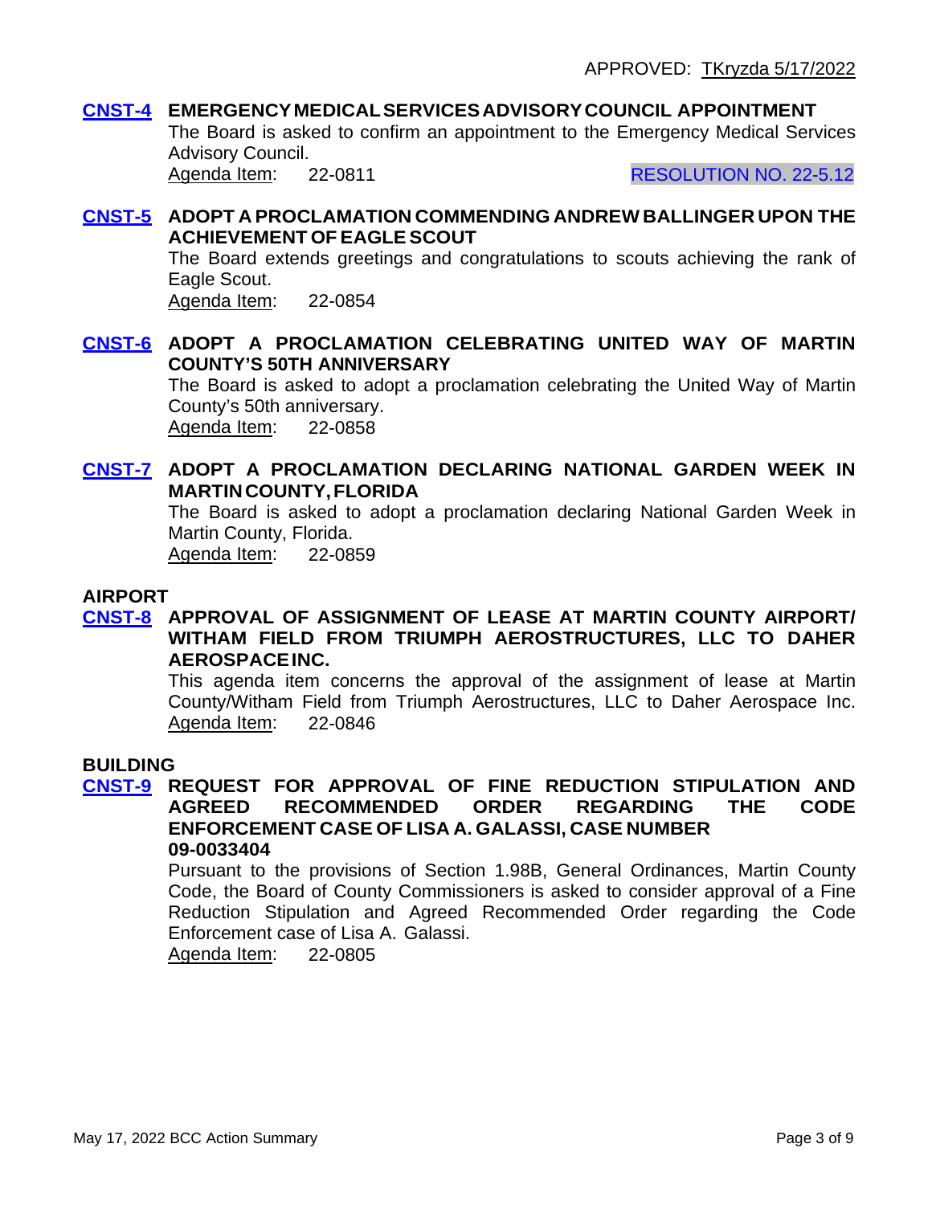APPROVED: TKryzda 5/17/2022

**CNST-4 EMERGENCY MEDICAL SERVICES ADVISORY COUNCIL APPOINTMENT**

The Board is asked to confirm an appointment to the Emergency Medical Services Advisory Council.

Agenda Item: 22-0811 RESOLUTION NO. 22-5.12

**CNST-5 ADOPT A PROCLAMATION COMMENDING ANDREW BALLINGER UPON THE ACHIEVEMENT OF EAGLE SCOUT**

The Board extends greetings and congratulations to scouts achieving the rank of Eagle Scout.

Agenda Item: 22-0854

**CNST-6 ADOPT A PROCLAMATION CELEBRATING UNITED WAY OF MARTIN COUNTY'S 50TH ANNIVERSARY**

The Board is asked to adopt a proclamation celebrating the United Way of Martin County's 50th anniversary.

Agenda Item: 22-0858

**CNST-7 ADOPT A PROCLAMATION DECLARING NATIONAL GARDEN WEEK IN MARTIN COUNTY, FLORIDA**

The Board is asked to adopt a proclamation declaring National Garden Week in Martin County, Florida.

Agenda Item: 22-0859

## AIRPORT

**CNST-8 APPROVAL OF ASSIGNMENT OF LEASE AT MARTIN COUNTY AIRPORT/ WITHAM FIELD FROM TRIUMPH AEROSTRUCTURES, LLC TO DAHER AEROSPACE INC.**

This agenda item concerns the approval of the assignment of lease at Martin County/Witham Field from Triumph Aerostructures, LLC to Daher Aerospace Inc.

Agenda Item: 22-0846

## BUILDING

**CNST-9 REQUEST FOR APPROVAL OF FINE REDUCTION STIPULATION AND AGREED RECOMMENDED ORDER REGARDING THE CODE ENFORCEMENT CASE OF LISA A. GALASSI, CASE NUMBER 09-0033404**

Pursuant to the provisions of Section 1.98B, General Ordinances, Martin County Code, the Board of County Commissioners is asked to consider approval of a Fine Reduction Stipulation and Agreed Recommended Order regarding the Code Enforcement case of Lisa A. Galassi.

Agenda Item: 22-0805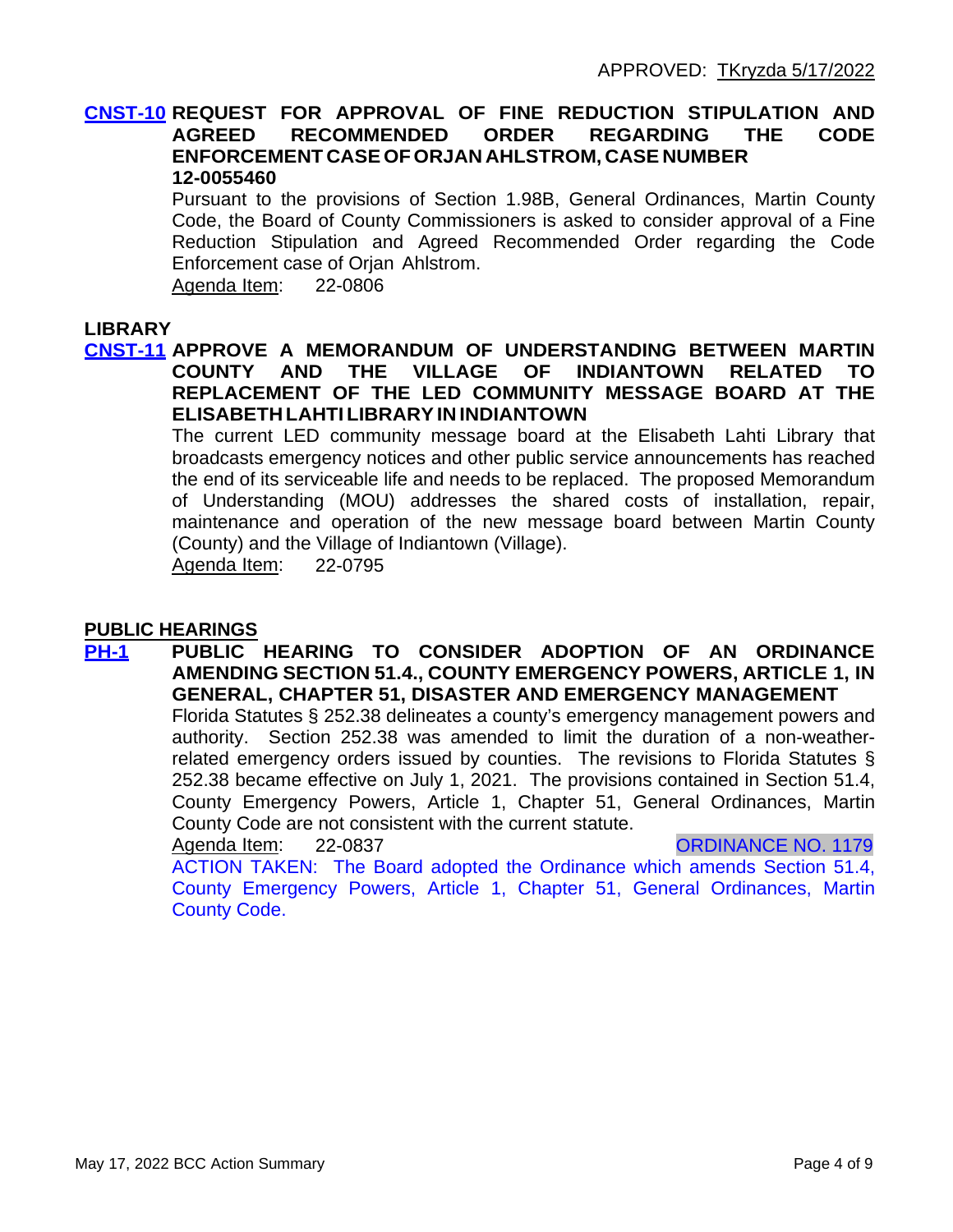APPROVED: TKryzda 5/17/2022

**CNST-10 REQUEST FOR APPROVAL OF FINE REDUCTION STIPULATION AND AGREED RECOMMENDED ORDER REGARDING THE CODE ENFORCEMENT CASE OF ORJAN AHLSTROM, CASE NUMBER 12-0055460**

Pursuant to the provisions of Section 1.98B, General Ordinances, Martin County Code, the Board of County Commissioners is asked to consider approval of a Fine Reduction Stipulation and Agreed Recommended Order regarding the Code Enforcement case of Orjan Ahlstrom.

Agenda Item: 22-0806

## LIBRARY

**CNST-11 APPROVE A MEMORANDUM OF UNDERSTANDING BETWEEN MARTIN COUNTY AND THE VILLAGE OF INDIANTOWN RELATED TO REPLACEMENT OF THE LED COMMUNITY MESSAGE BOARD AT THE ELISABETH LAHTI LIBRARY IN INDIANTOWN**

The current LED community message board at the Elisabeth Lahti Library that broadcasts emergency notices and other public service announcements has reached the end of its serviceable life and needs to be replaced. The proposed Memorandum of Understanding (MOU) addresses the shared costs of installation, repair, maintenance and operation of the new message board between Martin County (County) and the Village of Indiantown (Village).

Agenda Item: 22-0795

## PUBLIC HEARINGS

**PH-1 PUBLIC HEARING TO CONSIDER ADOPTION OF AN ORDINANCE AMENDING SECTION 51.4., COUNTY EMERGENCY POWERS, ARTICLE 1, IN GENERAL, CHAPTER 51, DISASTER AND EMERGENCY MANAGEMENT**

Florida Statutes § 252.38 delineates a county's emergency management powers and authority. Section 252.38 was amended to limit the duration of a non-weather-related emergency orders issued by counties. The revisions to Florida Statutes § 252.38 became effective on July 1, 2021. The provisions contained in Section 51.4, County Emergency Powers, Article 1, Chapter 51, General Ordinances, Martin County Code are not consistent with the current statute.

Agenda Item: 22-0837 ORDINANCE NO. 1179

ACTION TAKEN: The Board adopted the Ordinance which amends Section 51.4, County Emergency Powers, Article 1, Chapter 51, General Ordinances, Martin County Code.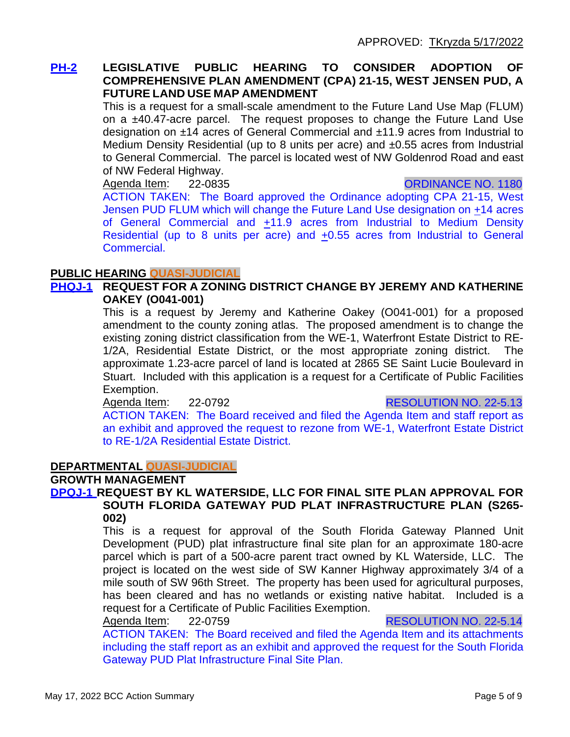APPROVED: TKryzda 5/17/2022

**PH-2 LEGISLATIVE PUBLIC HEARING TO CONSIDER ADOPTION OF COMPREHENSIVE PLAN AMENDMENT (CPA) 21-15, WEST JENSEN PUD, A FUTURE LAND USE MAP AMENDMENT**

This is a request for a small-scale amendment to the Future Land Use Map (FLUM) on a ±40.47-acre parcel. The request proposes to change the Future Land Use designation on ±14 acres of General Commercial and ±11.9 acres from Industrial to Medium Density Residential (up to 8 units per acre) and ±0.55 acres from Industrial to General Commercial. The parcel is located west of NW Goldenrod Road and east of NW Federal Highway.

Agenda Item: 22-0835 ORDINANCE NO. 1180

ACTION TAKEN: The Board approved the Ordinance adopting CPA 21-15, West Jensen PUD FLUM which will change the Future Land Use designation on +14 acres of General Commercial and +11.9 acres from Industrial to Medium Density Residential (up to 8 units per acre) and +0.55 acres from Industrial to General Commercial.

**PUBLIC HEARING QUASI-JUDICIAL**

**PHQJ-1 REQUEST FOR A ZONING DISTRICT CHANGE BY JEREMY AND KATHERINE OAKEY (O041-001)**

This is a request by Jeremy and Katherine Oakey (O041-001) for a proposed amendment to the county zoning atlas. The proposed amendment is to change the existing zoning district classification from the WE-1, Waterfront Estate District to RE-1/2A, Residential Estate District, or the most appropriate zoning district. The approximate 1.23-acre parcel of land is located at 2865 SE Saint Lucie Boulevard in Stuart. Included with this application is a request for a Certificate of Public Facilities Exemption.

Agenda Item: 22-0792 RESOLUTION NO. 22-5.13

ACTION TAKEN: The Board received and filed the Agenda Item and staff report as an exhibit and approved the request to rezone from WE-1, Waterfront Estate District to RE-1/2A Residential Estate District.

**DEPARTMENTAL QUASI-JUDICIAL**

**GROWTH MANAGEMENT**

**DPQJ-1 REQUEST BY KL WATERSIDE, LLC FOR FINAL SITE PLAN APPROVAL FOR SOUTH FLORIDA GATEWAY PUD PLAT INFRASTRUCTURE PLAN (S265-002)**

This is a request for approval of the South Florida Gateway Planned Unit Development (PUD) plat infrastructure final site plan for an approximate 180-acre parcel which is part of a 500-acre parent tract owned by KL Waterside, LLC. The project is located on the west side of SW Kanner Highway approximately 3/4 of a mile south of SW 96th Street. The property has been used for agricultural purposes, has been cleared and has no wetlands or existing native habitat. Included is a request for a Certificate of Public Facilities Exemption.

Agenda Item: 22-0759 RESOLUTION NO. 22-5.14

ACTION TAKEN: The Board received and filed the Agenda Item and its attachments including the staff report as an exhibit and approved the request for the South Florida Gateway PUD Plat Infrastructure Final Site Plan.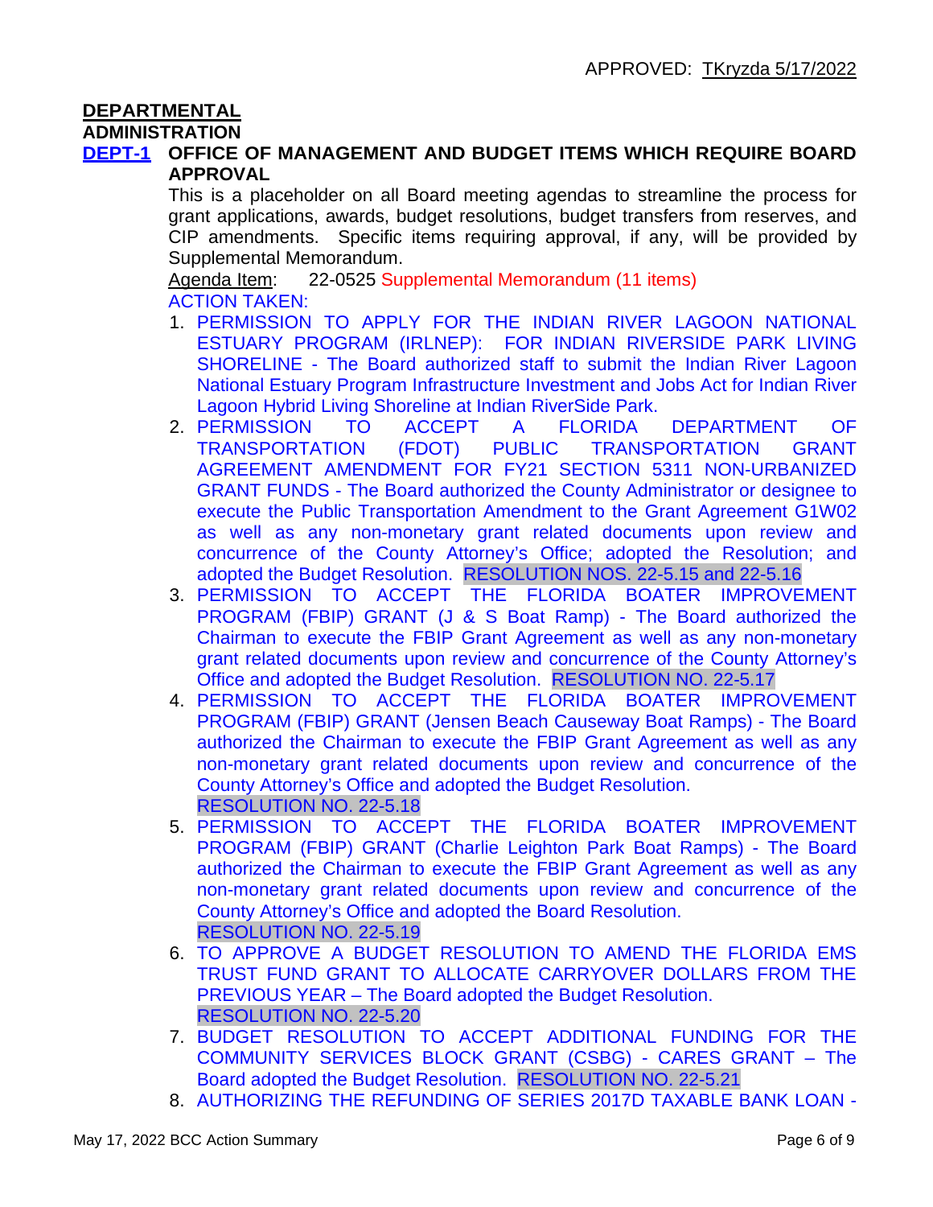APPROVED: TKryzda 5/17/2022

## DEPARTMENTAL

### ADMINISTRATION

**DEPT-1 OFFICE OF MANAGEMENT AND BUDGET ITEMS WHICH REQUIRE BOARD APPROVAL**

This is a placeholder on all Board meeting agendas to streamline the process for grant applications, awards, budget resolutions, budget transfers from reserves, and CIP amendments. Specific items requiring approval, if any, will be provided by Supplemental Memorandum.

Agenda Item: 22-0525 Supplemental Memorandum (11 items)

ACTION TAKEN:

1. PERMISSION TO APPLY FOR THE INDIAN RIVER LAGOON NATIONAL ESTUARY PROGRAM (IRLNEP): FOR INDIAN RIVERSIDE PARK LIVING SHORELINE - The Board authorized staff to submit the Indian River Lagoon National Estuary Program Infrastructure Investment and Jobs Act for Indian River Lagoon Hybrid Living Shoreline at Indian RiverSide Park.
2. PERMISSION TO ACCEPT A FLORIDA DEPARTMENT OF TRANSPORTATION (FDOT) PUBLIC TRANSPORTATION GRANT AGREEMENT AMENDMENT FOR FY21 SECTION 5311 NON-URBANIZED GRANT FUNDS - The Board authorized the County Administrator or designee to execute the Public Transportation Amendment to the Grant Agreement G1W02 as well as any non-monetary grant related documents upon review and concurrence of the County Attorney's Office; adopted the Resolution; and adopted the Budget Resolution. RESOLUTION NOS. 22-5.15 and 22-5.16
3. PERMISSION TO ACCEPT THE FLORIDA BOATER IMPROVEMENT PROGRAM (FBIP) GRANT (J & S Boat Ramp) - The Board authorized the Chairman to execute the FBIP Grant Agreement as well as any non-monetary grant related documents upon review and concurrence of the County Attorney's Office and adopted the Budget Resolution. RESOLUTION NO. 22-5.17
4. PERMISSION TO ACCEPT THE FLORIDA BOATER IMPROVEMENT PROGRAM (FBIP) GRANT (Jensen Beach Causeway Boat Ramps) - The Board authorized the Chairman to execute the FBIP Grant Agreement as well as any non-monetary grant related documents upon review and concurrence of the County Attorney's Office and adopted the Budget Resolution. RESOLUTION NO. 22-5.18
5. PERMISSION TO ACCEPT THE FLORIDA BOATER IMPROVEMENT PROGRAM (FBIP) GRANT (Charlie Leighton Park Boat Ramps) - The Board authorized the Chairman to execute the FBIP Grant Agreement as well as any non-monetary grant related documents upon review and concurrence of the County Attorney's Office and adopted the Board Resolution. RESOLUTION NO. 22-5.19
6. TO APPROVE A BUDGET RESOLUTION TO AMEND THE FLORIDA EMS TRUST FUND GRANT TO ALLOCATE CARRYOVER DOLLARS FROM THE PREVIOUS YEAR – The Board adopted the Budget Resolution. RESOLUTION NO. 22-5.20
7. BUDGET RESOLUTION TO ACCEPT ADDITIONAL FUNDING FOR THE COMMUNITY SERVICES BLOCK GRANT (CSBG) - CARES GRANT – The Board adopted the Budget Resolution. RESOLUTION NO. 22-5.21
8. AUTHORIZING THE REFUNDING OF SERIES 2017D TAXABLE BANK LOAN -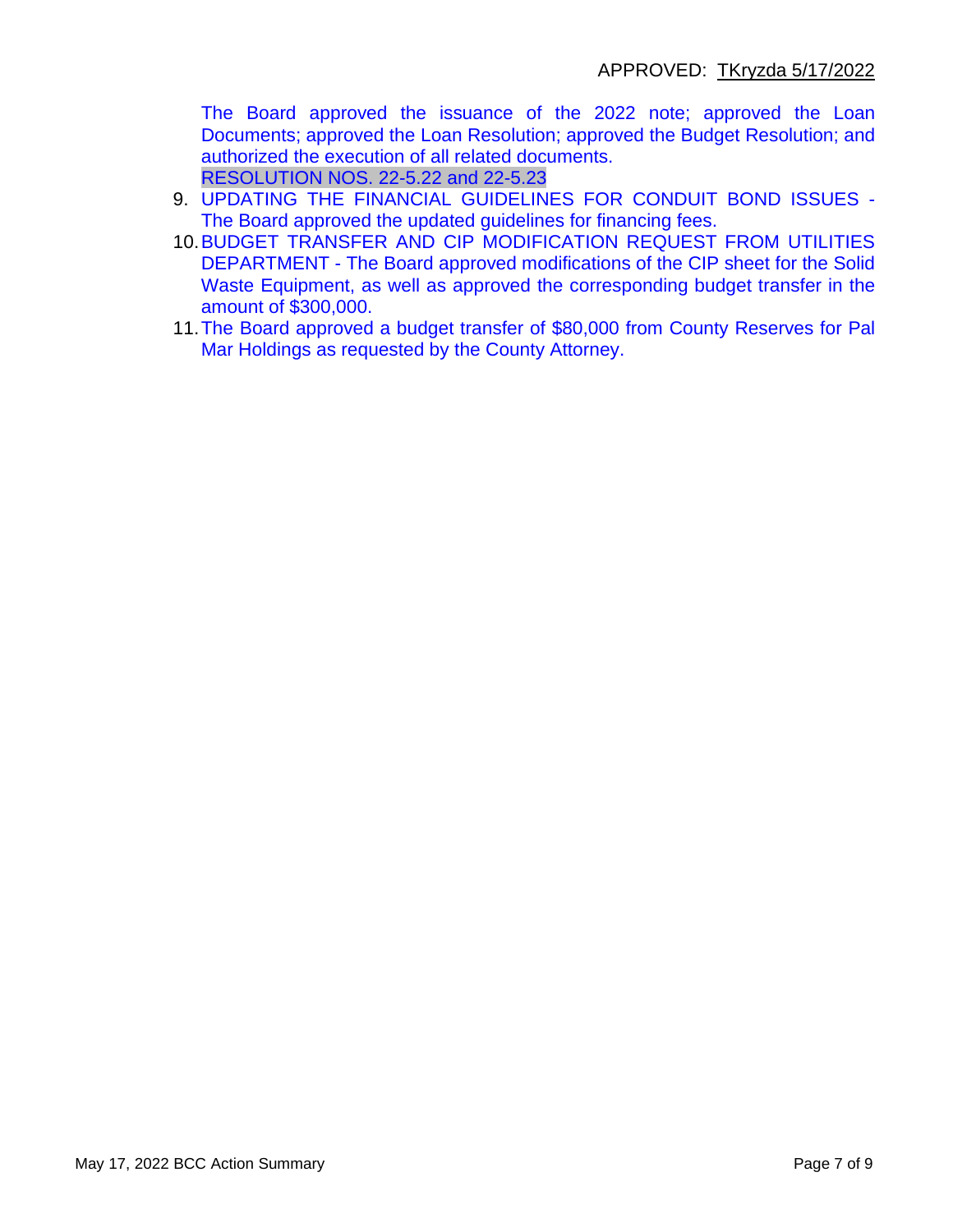APPROVED: TKryzda 5/17/2022

The Board approved the issuance of the 2022 note; approved the Loan Documents; approved the Loan Resolution; approved the Budget Resolution; and authorized the execution of all related documents.
RESOLUTION NOS. 22-5.22 and 22-5.23

9. UPDATING THE FINANCIAL GUIDELINES FOR CONDUIT BOND ISSUES - The Board approved the updated guidelines for financing fees.
10. BUDGET TRANSFER AND CIP MODIFICATION REQUEST FROM UTILITIES DEPARTMENT - The Board approved modifications of the CIP sheet for the Solid Waste Equipment, as well as approved the corresponding budget transfer in the amount of $300,000.
11. The Board approved a budget transfer of $80,000 from County Reserves for Pal Mar Holdings as requested by the County Attorney.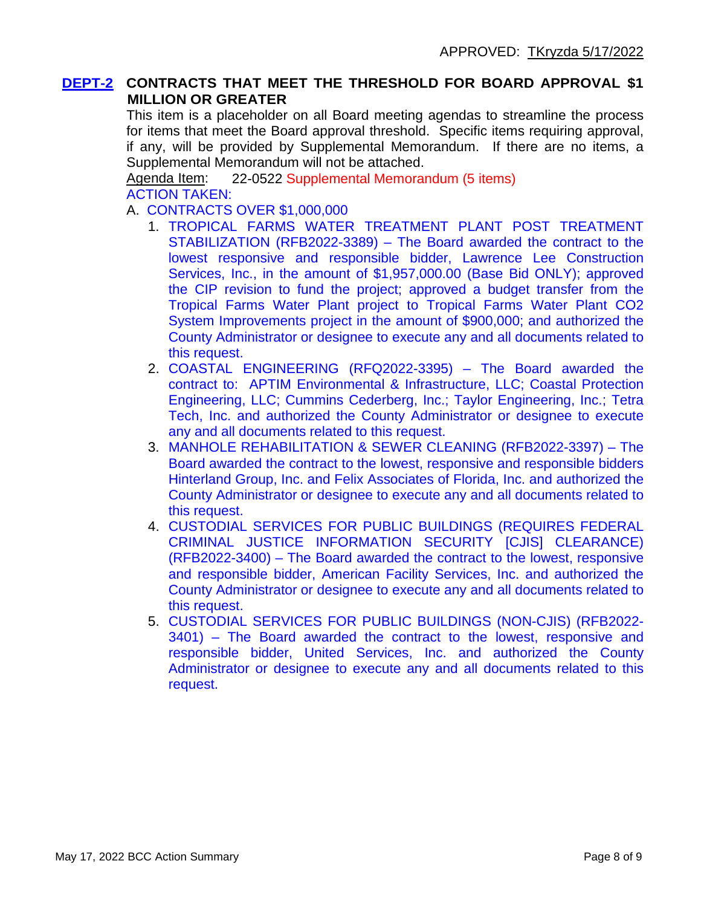APPROVED: TKryzda 5/17/2022

**DEPT-2** **CONTRACTS THAT MEET THE THRESHOLD FOR BOARD APPROVAL $1 MILLION OR GREATER**

This item is a placeholder on all Board meeting agendas to streamline the process for items that meet the Board approval threshold. Specific items requiring approval, if any, will be provided by Supplemental Memorandum. If there are no items, a Supplemental Memorandum will not be attached.

Agenda Item: 22-0522 Supplemental Memorandum (5 items)

ACTION TAKEN:

A. CONTRACTS OVER $1,000,000

1. TROPICAL FARMS WATER TREATMENT PLANT POST TREATMENT STABILIZATION (RFB2022-3389) – The Board awarded the contract to the lowest responsive and responsible bidder, Lawrence Lee Construction Services, Inc., in the amount of $1,957,000.00 (Base Bid ONLY); approved the CIP revision to fund the project; approved a budget transfer from the Tropical Farms Water Plant project to Tropical Farms Water Plant CO2 System Improvements project in the amount of $900,000; and authorized the County Administrator or designee to execute any and all documents related to this request.
2. COASTAL ENGINEERING (RFQ2022-3395) – The Board awarded the contract to: APTIM Environmental & Infrastructure, LLC; Coastal Protection Engineering, LLC; Cummins Cederberg, Inc.; Taylor Engineering, Inc.; Tetra Tech, Inc. and authorized the County Administrator or designee to execute any and all documents related to this request.
3. MANHOLE REHABILITATION & SEWER CLEANING (RFB2022-3397) – The Board awarded the contract to the lowest, responsive and responsible bidders Hinterland Group, Inc. and Felix Associates of Florida, Inc. and authorized the County Administrator or designee to execute any and all documents related to this request.
4. CUSTODIAL SERVICES FOR PUBLIC BUILDINGS (REQUIRES FEDERAL CRIMINAL JUSTICE INFORMATION SECURITY [CJIS] CLEARANCE) (RFB2022-3400) – The Board awarded the contract to the lowest, responsive and responsible bidder, American Facility Services, Inc. and authorized the County Administrator or designee to execute any and all documents related to this request.
5. CUSTODIAL SERVICES FOR PUBLIC BUILDINGS (NON-CJIS) (RFB2022-3401) – The Board awarded the contract to the lowest, responsive and responsible bidder, United Services, Inc. and authorized the County Administrator or designee to execute any and all documents related to this request.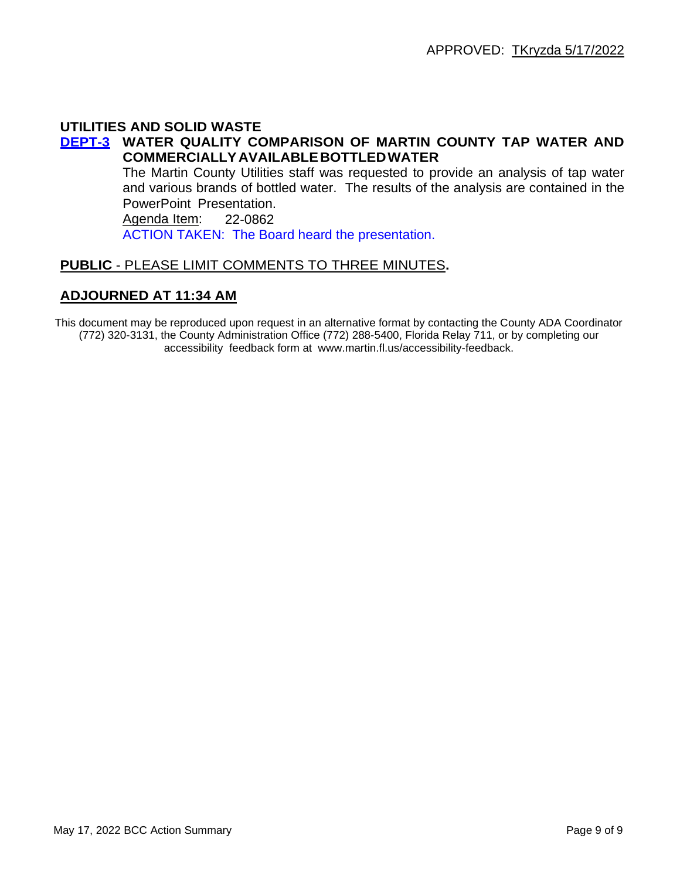APPROVED: TKryzda 5/17/2022

## UTILITIES AND SOLID WASTE

**DEPT-3 WATER QUALITY COMPARISON OF MARTIN COUNTY TAP WATER AND COMMERCIALLY AVAILABLE BOTTLED WATER**

The Martin County Utilities staff was requested to provide an analysis of tap water and various brands of bottled water. The results of the analysis are contained in the PowerPoint Presentation.

Agenda Item: 22-0862

ACTION TAKEN: The Board heard the presentation.

**PUBLIC** - PLEASE LIMIT COMMENTS TO THREE MINUTES**.**

## ADJOURNED AT 11:34 AM

This document may be reproduced upon request in an alternative format by contacting the County ADA Coordinator (772) 320-3131, the County Administration Office (772) 288-5400, Florida Relay 711, or by completing our accessibility feedback form at www.martin.fl.us/accessibility-feedback.